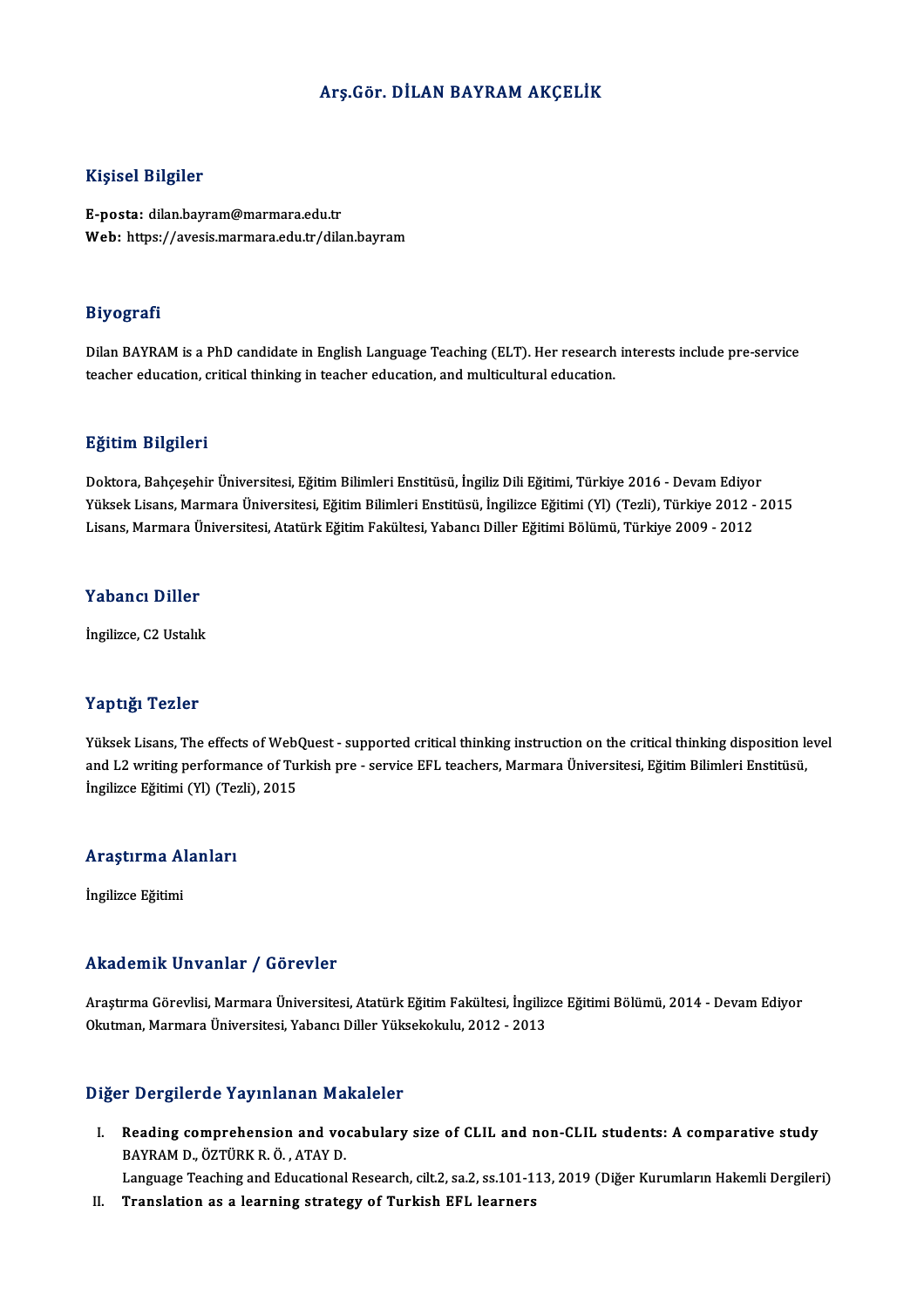# Arş.Gör. DİLAN BAYRAM AKÇELİK

## Kişisel Bilgiler

**E-posta:** dilan.bayram@marmara.edu.tr
**Web:** https://avesis.marmara.edu.tr/dilan.bayram

## Biyografi

Dilan BAYRAM is a PhD candidate in English Language Teaching (ELT). Her research interests include pre-service teacher education, critical thinking in teacher education, and multicultural education.

## Eğitim Bilgileri

Doktora, Bahçeşehir Üniversitesi, Eğitim Bilimleri Enstitüsü, İngiliz Dili Eğitimi, Türkiye 2016 - Devam Ediyor
Yüksek Lisans, Marmara Üniversitesi, Eğitim Bilimleri Enstitüsü, İngilizce Eğitimi (Yl) (Tezli), Türkiye 2012 - 2015
Lisans, Marmara Üniversitesi, Atatürk Eğitim Fakültesi, Yabancı Diller Eğitimi Bölümü, Türkiye 2009 - 2012

## Yabancı Diller

İngilizce, C2 Ustalık

## Yaptığı Tezler

Yüksek Lisans, The effects of WebQuest - supported critical thinking instruction on the critical thinking disposition level and L2 writing performance of Turkish pre - service EFL teachers, Marmara Üniversitesi, Eğitim Bilimleri Enstitüsü, İngilizce Eğitimi (Yl) (Tezli), 2015

## Araştırma Alanları

İngilizce Eğitimi

## Akademik Unvanlar / Görevler

Araştırma Görevlisi, Marmara Üniversitesi, Atatürk Eğitim Fakültesi, İngilizce Eğitimi Bölümü, 2014 - Devam Ediyor
Okutman, Marmara Üniversitesi, Yabancı Diller Yüksekokulu, 2012 - 2013

## Diğer Dergilerde Yayınlanan Makaleler

I. **Reading comprehension and vocabulary size of CLIL and non-CLIL students: A comparative study**
BAYRAM D., ÖZTÜRK R. Ö. , ATAY D.
Language Teaching and Educational Research, cilt.2, sa.2, ss.101-113, 2019 (Diğer Kurumların Hakemli Dergileri)

II. **Translation as a learning strategy of Turkish EFL learners**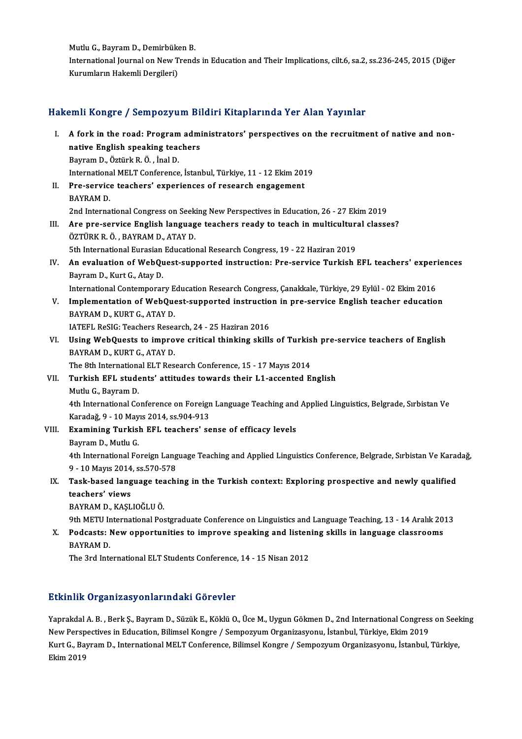Mutlu G., Bayram D., Demirbüken B.
International Journal on New Trends in Education and Their Implications, cilt.6, sa.2, ss.236-245, 2015 (Diğer Kurumların Hakemli Dergileri)

## Hakemli Kongre / Sempozyum Bildiri Kitaplarında Yer Alan Yayınlar

I. **A fork in the road: Program administrators' perspectives on the recruitment of native and non-native English speaking teachers**
Bayram D., Öztürk R. Ö. , İnal D.
International MELT Conference, İstanbul, Türkiye, 11 - 12 Ekim 2019

II. **Pre-service teachers' experiences of research engagement**
BAYRAM D.
2nd International Congress on Seeking New Perspectives in Education, 26 - 27 Ekim 2019

III. **Are pre-service English language teachers ready to teach in multicultural classes?**
ÖZTÜRK R. Ö. , BAYRAM D., ATAY D.
5th International Eurasian Educational Research Congress, 19 - 22 Haziran 2019

IV. **An evaluation of WebQuest-supported instruction: Pre-service Turkish EFL teachers' experiences**
Bayram D., Kurt G., Atay D.
International Contemporary Education Research Congress, Çanakkale, Türkiye, 29 Eylül - 02 Ekim 2016

V. **Implementation of WebQuest-supported instruction in pre-service English teacher education**
BAYRAM D., KURT G., ATAY D.
IATEFL ReSIG: Teachers Research, 24 - 25 Haziran 2016

VI. **Using WebQuests to improve critical thinking skills of Turkish pre-service teachers of English**
BAYRAM D., KURT G., ATAY D.
The 8th International ELT Research Conference, 15 - 17 Mayıs 2014

VII. **Turkish EFL students' attitudes towards their L1-accented English**
Mutlu G., Bayram D.
4th International Conference on Foreign Language Teaching and Applied Linguistics, Belgrade, Sırbistan Ve Karadağ, 9 - 10 Mayıs 2014, ss.904-913

VIII. **Examining Turkish EFL teachers' sense of efficacy levels**
Bayram D., Mutlu G.
4th International Foreign Language Teaching and Applied Linguistics Conference, Belgrade, Sırbistan Ve Karadağ, 9 - 10 Mayıs 2014, ss.570-578

IX. **Task-based language teaching in the Turkish context: Exploring prospective and newly qualified teachers' views**
BAYRAM D., KAŞLIOĞLU Ö.
9th METU International Postgraduate Conference on Linguistics and Language Teaching, 13 - 14 Aralık 2013

X. **Podcasts: New opportunities to improve speaking and listening skills in language classrooms**
BAYRAM D.
The 3rd International ELT Students Conference, 14 - 15 Nisan 2012

## Etkinlik Organizasyonlarındaki Görevler

Yaprakdal A. B. , Berk Ş., Bayram D., Süzük E., Köklü O., Üce M., Uygun Gökmen D., 2nd International Congress on Seeking New Perspectives in Education, Bilimsel Kongre / Sempozyum Organizasyonu, İstanbul, Türkiye, Ekim 2019

Kurt G., Bayram D., International MELT Conference, Bilimsel Kongre / Sempozyum Organizasyonu, İstanbul, Türkiye, Ekim 2019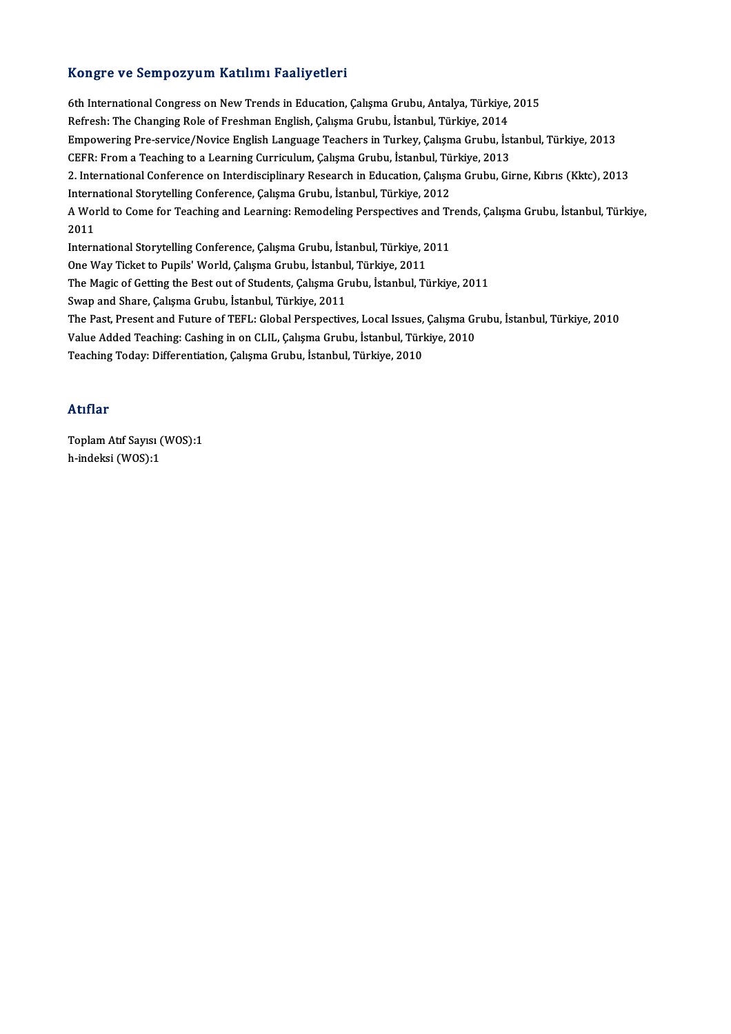## Kongre ve Sempozyum Katılımı Faaliyetleri

6th International Congress on New Trends in Education, Çalışma Grubu, Antalya, Türkiye, 2015
Refresh: The Changing Role of Freshman English, Çalışma Grubu, İstanbul, Türkiye, 2014
Empowering Pre-service/Novice English Language Teachers in Turkey, Çalışma Grubu, İstanbul, Türkiye, 2013
CEFR: From a Teaching to a Learning Curriculum, Çalışma Grubu, İstanbul, Türkiye, 2013
2. International Conference on Interdisciplinary Research in Education, Çalışma Grubu, Girne, Kıbrıs (Kktc), 2013
International Storytelling Conference, Çalışma Grubu, İstanbul, Türkiye, 2012
A World to Come for Teaching and Learning: Remodeling Perspectives and Trends, Çalışma Grubu, İstanbul, Türkiye, 2011
International Storytelling Conference, Çalışma Grubu, İstanbul, Türkiye, 2011
One Way Ticket to Pupils' World, Çalışma Grubu, İstanbul, Türkiye, 2011
The Magic of Getting the Best out of Students, Çalışma Grubu, İstanbul, Türkiye, 2011
Swap and Share, Çalışma Grubu, İstanbul, Türkiye, 2011
The Past, Present and Future of TEFL: Global Perspectives, Local Issues, Çalışma Grubu, İstanbul, Türkiye, 2010
Value Added Teaching: Cashing in on CLIL, Çalışma Grubu, İstanbul, Türkiye, 2010
Teaching Today: Differentiation, Çalışma Grubu, İstanbul, Türkiye, 2010

## Atıflar

Toplam Atıf Sayısı (WOS):1
h-indeksi (WOS):1